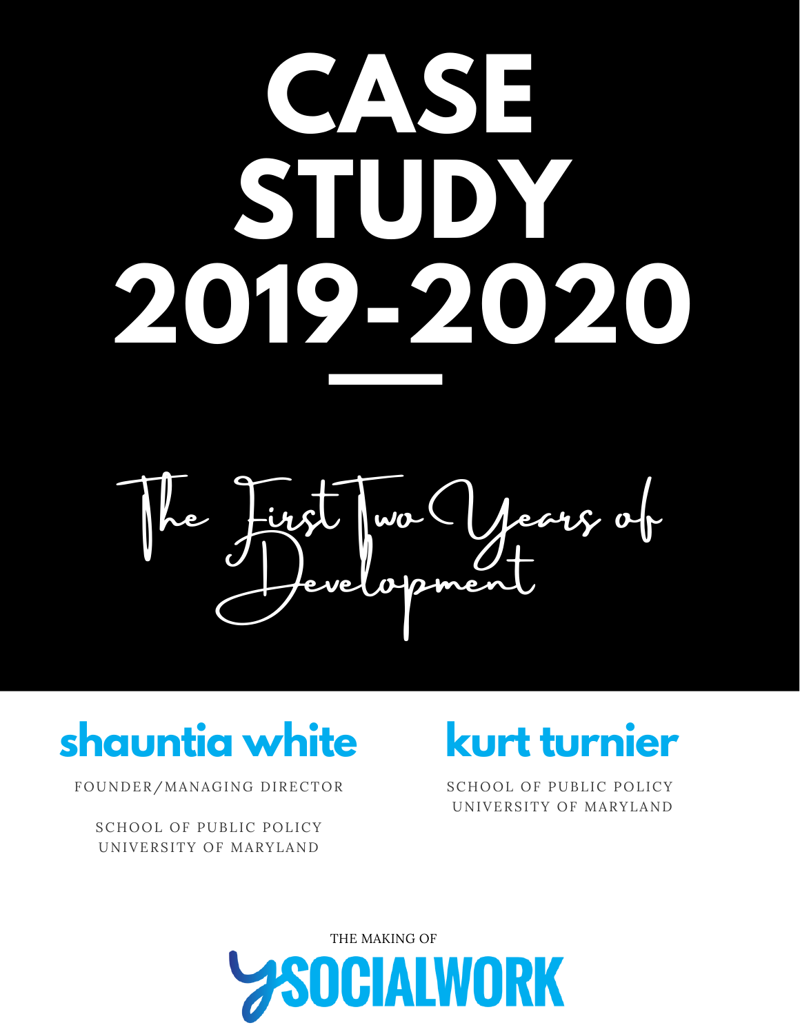# CASE STUDY 2019-2020

## The First Two Years of Development

**shauntia white**

FOUNDER/MANAGING DIRECTOR

SCHOOL OF PUBLIC POLICY
UNIVERSITY OF MARYLAND

**kurt turnier**

SCHOOL OF PUBLIC POLICY
UNIVERSITY OF MARYLAND

THE MAKING OF

**YSOCIALWORK**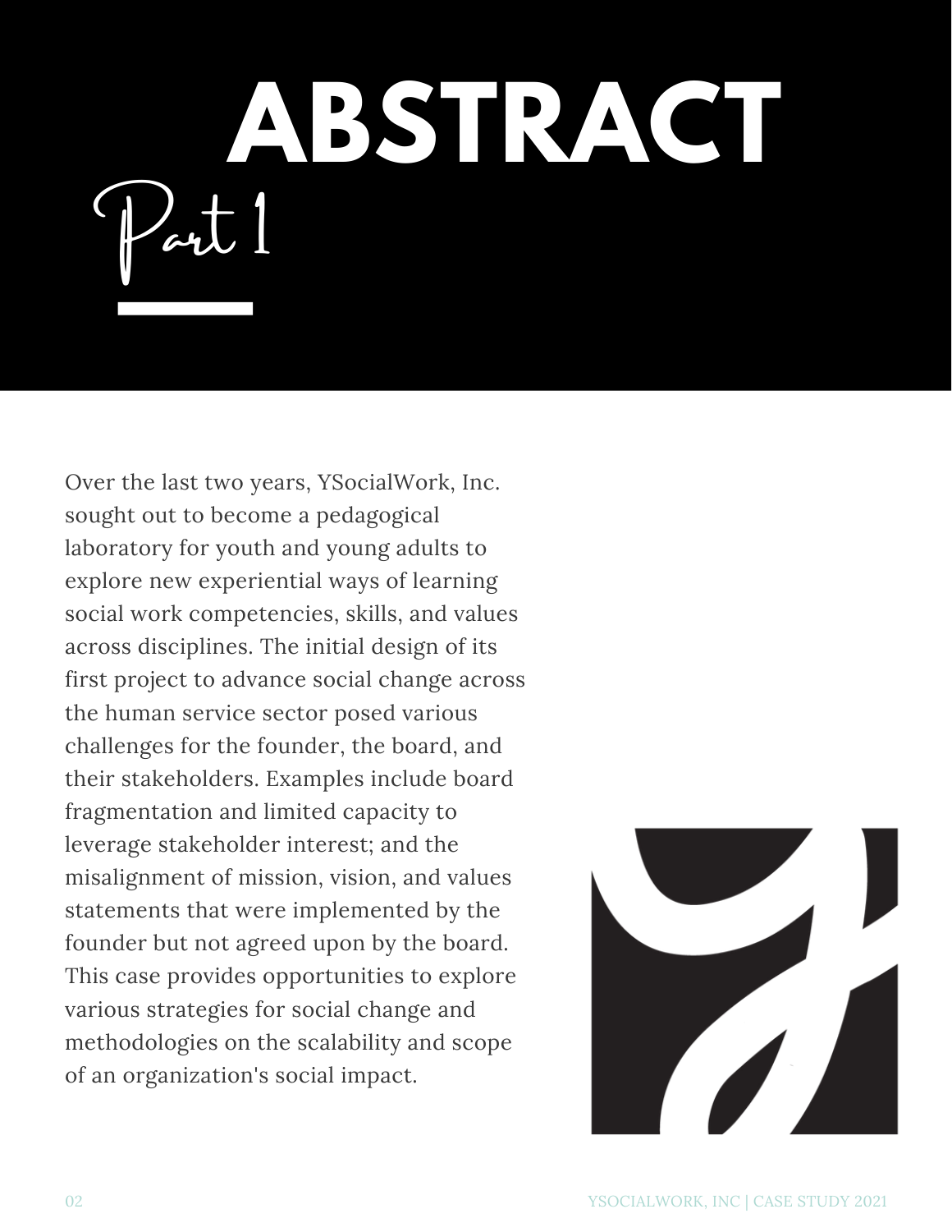# ABSTRACT

## Part 1

Over the last two years, YSocialWork, Inc. sought out to become a pedagogical laboratory for youth and young adults to explore new experiential ways of learning social work competencies, skills, and values across disciplines. The initial design of its first project to advance social change across the human service sector posed various challenges for the founder, the board, and their stakeholders. Examples include board fragmentation and limited capacity to leverage stakeholder interest; and the misalignment of mission, vision, and values statements that were implemented by the founder but not agreed upon by the board. This case provides opportunities to explore various strategies for social change and methodologies on the scalability and scope of an organization's social impact.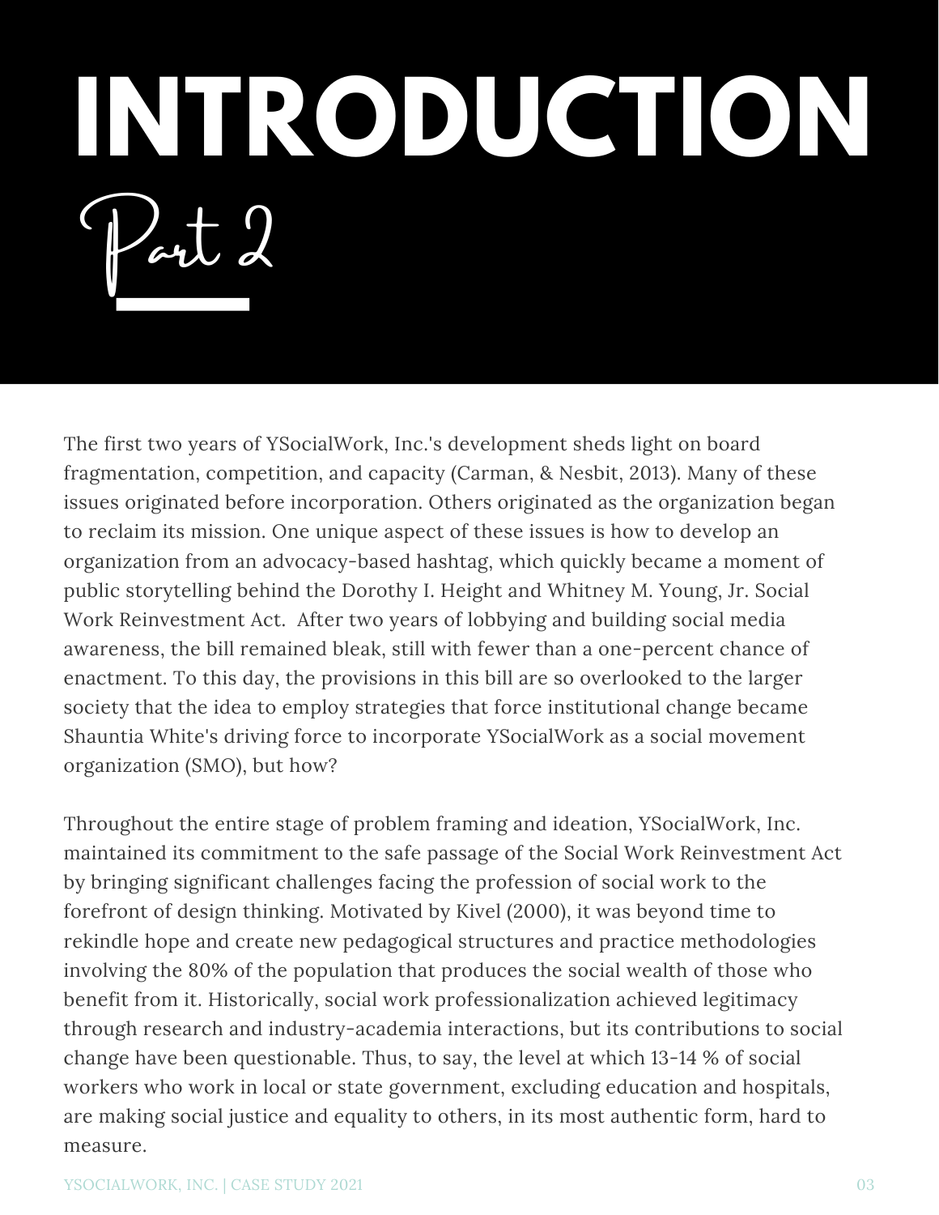# INTRODUCTION

## Part 2

The first two years of YSocialWork, Inc.'s development sheds light on board fragmentation, competition, and capacity (Carman, & Nesbit, 2013). Many of these issues originated before incorporation. Others originated as the organization began to reclaim its mission. One unique aspect of these issues is how to develop an organization from an advocacy-based hashtag, which quickly became a moment of public storytelling behind the Dorothy I. Height and Whitney M. Young, Jr. Social Work Reinvestment Act. After two years of lobbying and building social media awareness, the bill remained bleak, still with fewer than a one-percent chance of enactment. To this day, the provisions in this bill are so overlooked to the larger society that the idea to employ strategies that force institutional change became Shauntia White's driving force to incorporate YSocialWork as a social movement organization (SMO), but how?

Throughout the entire stage of problem framing and ideation, YSocialWork, Inc. maintained its commitment to the safe passage of the Social Work Reinvestment Act by bringing significant challenges facing the profession of social work to the forefront of design thinking. Motivated by Kivel (2000), it was beyond time to rekindle hope and create new pedagogical structures and practice methodologies involving the 80% of the population that produces the social wealth of those who benefit from it. Historically, social work professionalization achieved legitimacy through research and industry-academia interactions, but its contributions to social change have been questionable. Thus, to say, the level at which 13-14 % of social workers who work in local or state government, excluding education and hospitals, are making social justice and equality to others, in its most authentic form, hard to measure.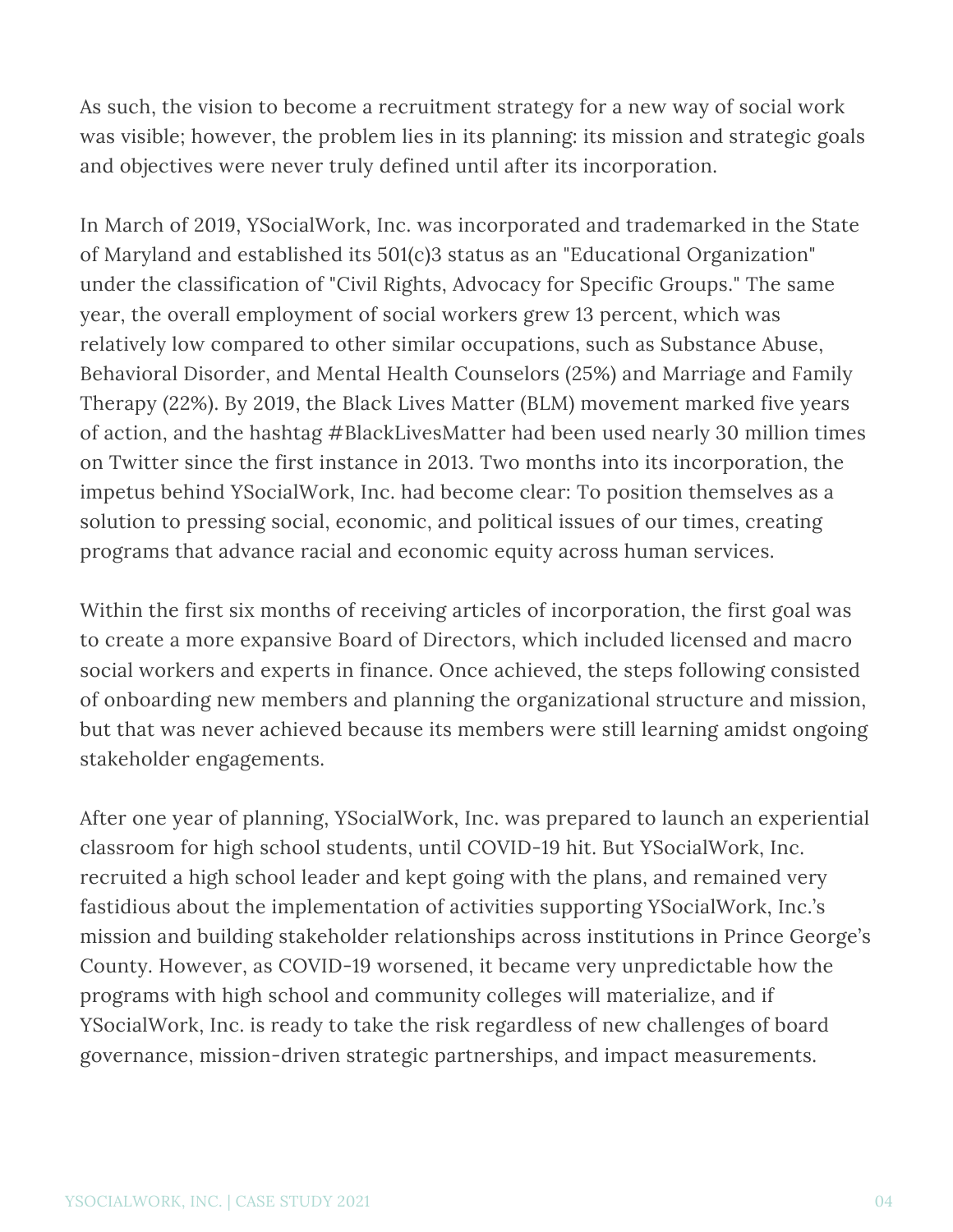As such, the vision to become a recruitment strategy for a new way of social work was visible; however, the problem lies in its planning: its mission and strategic goals and objectives were never truly defined until after its incorporation.

In March of 2019, YSocialWork, Inc. was incorporated and trademarked in the State of Maryland and established its 501(c)3 status as an "Educational Organization" under the classification of "Civil Rights, Advocacy for Specific Groups." The same year, the overall employment of social workers grew 13 percent, which was relatively low compared to other similar occupations, such as Substance Abuse, Behavioral Disorder, and Mental Health Counselors (25%) and Marriage and Family Therapy (22%). By 2019, the Black Lives Matter (BLM) movement marked five years of action, and the hashtag #BlackLivesMatter had been used nearly 30 million times on Twitter since the first instance in 2013. Two months into its incorporation, the impetus behind YSocialWork, Inc. had become clear: To position themselves as a solution to pressing social, economic, and political issues of our times, creating programs that advance racial and economic equity across human services.

Within the first six months of receiving articles of incorporation, the first goal was to create a more expansive Board of Directors, which included licensed and macro social workers and experts in finance. Once achieved, the steps following consisted of onboarding new members and planning the organizational structure and mission, but that was never achieved because its members were still learning amidst ongoing stakeholder engagements.

After one year of planning, YSocialWork, Inc. was prepared to launch an experiential classroom for high school students, until COVID-19 hit. But YSocialWork, Inc. recruited a high school leader and kept going with the plans, and remained very fastidious about the implementation of activities supporting YSocialWork, Inc.'s mission and building stakeholder relationships across institutions in Prince George's County. However, as COVID-19 worsened, it became very unpredictable how the programs with high school and community colleges will materialize, and if YSocialWork, Inc. is ready to take the risk regardless of new challenges of board governance, mission-driven strategic partnerships, and impact measurements.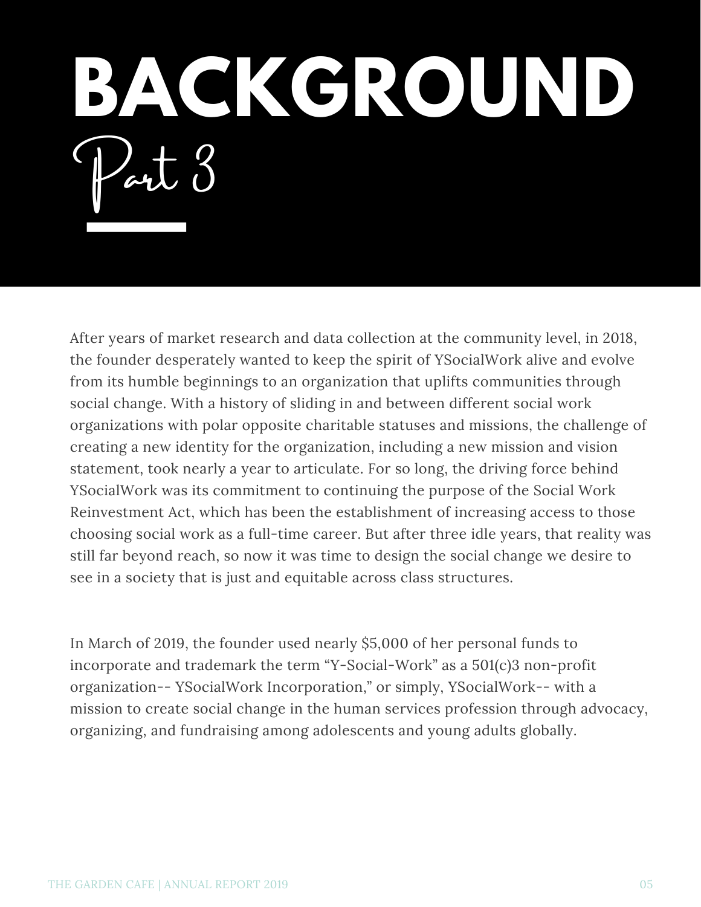# BACKGROUND

## Part 3

After years of market research and data collection at the community level, in 2018, the founder desperately wanted to keep the spirit of YSocialWork alive and evolve from its humble beginnings to an organization that uplifts communities through social change. With a history of sliding in and between different social work organizations with polar opposite charitable statuses and missions, the challenge of creating a new identity for the organization, including a new mission and vision statement, took nearly a year to articulate. For so long, the driving force behind YSocialWork was its commitment to continuing the purpose of the Social Work Reinvestment Act, which has been the establishment of increasing access to those choosing social work as a full-time career. But after three idle years, that reality was still far beyond reach, so now it was time to design the social change we desire to see in a society that is just and equitable across class structures.

In March of 2019, the founder used nearly $5,000 of her personal funds to incorporate and trademark the term "Y-Social-Work" as a 501(c)3 non-profit organization-- YSocialWork Incorporation," or simply, YSocialWork-- with a mission to create social change in the human services profession through advocacy, organizing, and fundraising among adolescents and young adults globally.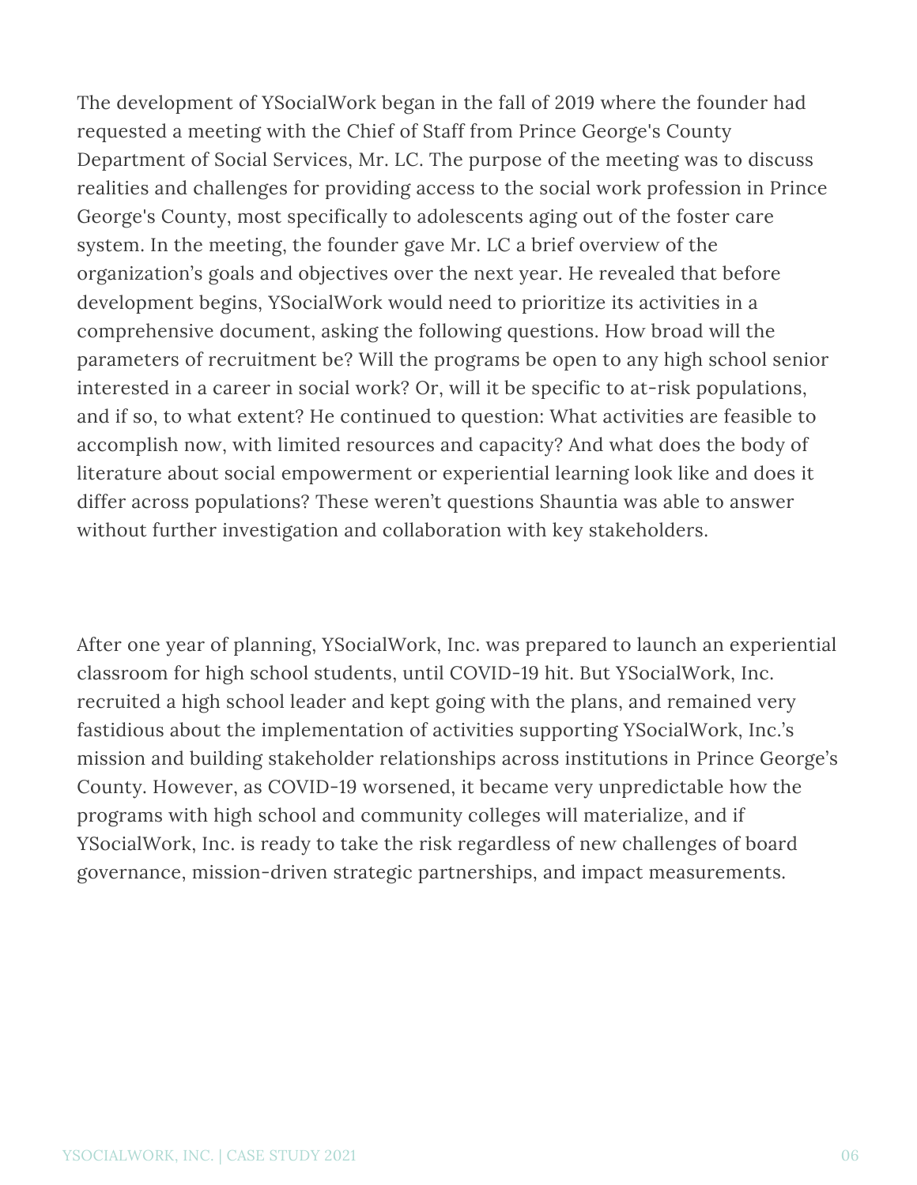The development of YSocialWork began in the fall of 2019 where the founder had requested a meeting with the Chief of Staff from Prince George's County Department of Social Services, Mr. LC. The purpose of the meeting was to discuss realities and challenges for providing access to the social work profession in Prince George's County, most specifically to adolescents aging out of the foster care system. In the meeting, the founder gave Mr. LC a brief overview of the organization's goals and objectives over the next year. He revealed that before development begins, YSocialWork would need to prioritize its activities in a comprehensive document, asking the following questions. How broad will the parameters of recruitment be? Will the programs be open to any high school senior interested in a career in social work? Or, will it be specific to at-risk populations, and if so, to what extent? He continued to question: What activities are feasible to accomplish now, with limited resources and capacity? And what does the body of literature about social empowerment or experiential learning look like and does it differ across populations? These weren't questions Shauntia was able to answer without further investigation and collaboration with key stakeholders.

After one year of planning, YSocialWork, Inc. was prepared to launch an experiential classroom for high school students, until COVID-19 hit. But YSocialWork, Inc. recruited a high school leader and kept going with the plans, and remained very fastidious about the implementation of activities supporting YSocialWork, Inc.'s mission and building stakeholder relationships across institutions in Prince George's County. However, as COVID-19 worsened, it became very unpredictable how the programs with high school and community colleges will materialize, and if YSocialWork, Inc. is ready to take the risk regardless of new challenges of board governance, mission-driven strategic partnerships, and impact measurements.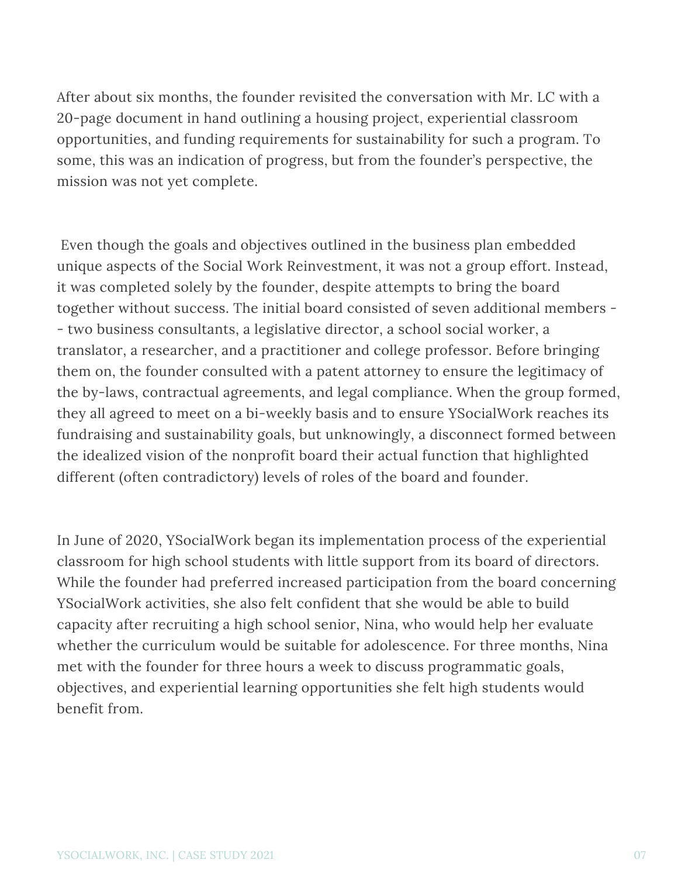After about six months, the founder revisited the conversation with Mr. LC with a 20-page document in hand outlining a housing project, experiential classroom opportunities, and funding requirements for sustainability for such a program. To some, this was an indication of progress, but from the founder's perspective, the mission was not yet complete.

Even though the goals and objectives outlined in the business plan embedded unique aspects of the Social Work Reinvestment, it was not a group effort. Instead, it was completed solely by the founder, despite attempts to bring the board together without success. The initial board consisted of seven additional members -- two business consultants, a legislative director, a school social worker, a translator, a researcher, and a practitioner and college professor. Before bringing them on, the founder consulted with a patent attorney to ensure the legitimacy of the by-laws, contractual agreements, and legal compliance. When the group formed, they all agreed to meet on a bi-weekly basis and to ensure YSocialWork reaches its fundraising and sustainability goals, but unknowingly, a disconnect formed between the idealized vision of the nonprofit board their actual function that highlighted different (often contradictory) levels of roles of the board and founder.

In June of 2020, YSocialWork began its implementation process of the experiential classroom for high school students with little support from its board of directors. While the founder had preferred increased participation from the board concerning YSocialWork activities, she also felt confident that she would be able to build capacity after recruiting a high school senior, Nina, who would help her evaluate whether the curriculum would be suitable for adolescence. For three months, Nina met with the founder for three hours a week to discuss programmatic goals, objectives, and experiential learning opportunities she felt high students would benefit from.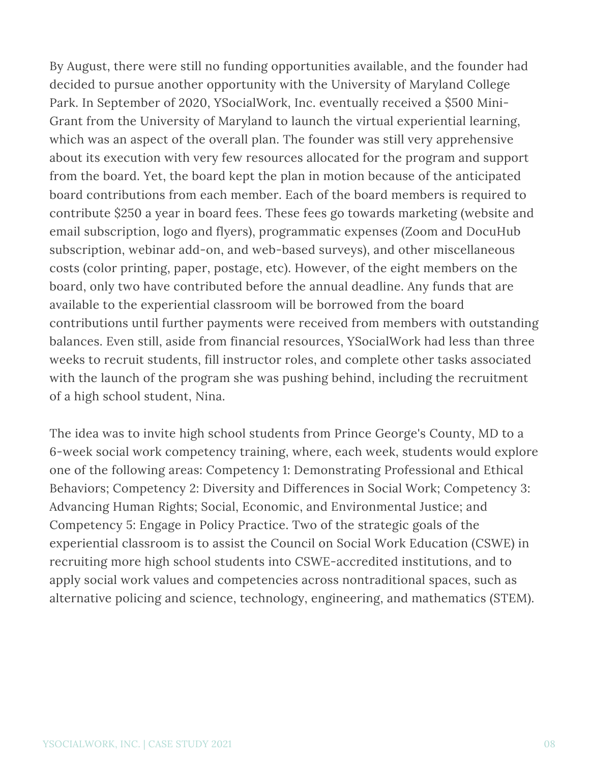By August, there were still no funding opportunities available, and the founder had decided to pursue another opportunity with the University of Maryland College Park. In September of 2020, YSocialWork, Inc. eventually received a $500 Mini-Grant from the University of Maryland to launch the virtual experiential learning, which was an aspect of the overall plan. The founder was still very apprehensive about its execution with very few resources allocated for the program and support from the board. Yet, the board kept the plan in motion because of the anticipated board contributions from each member. Each of the board members is required to contribute $250 a year in board fees. These fees go towards marketing (website and email subscription, logo and flyers), programmatic expenses (Zoom and DocuHub subscription, webinar add-on, and web-based surveys), and other miscellaneous costs (color printing, paper, postage, etc). However, of the eight members on the board, only two have contributed before the annual deadline. Any funds that are available to the experiential classroom will be borrowed from the board contributions until further payments were received from members with outstanding balances. Even still, aside from financial resources, YSocialWork had less than three weeks to recruit students, fill instructor roles, and complete other tasks associated with the launch of the program she was pushing behind, including the recruitment of a high school student, Nina.

The idea was to invite high school students from Prince George's County, MD to a 6-week social work competency training, where, each week, students would explore one of the following areas: Competency 1: Demonstrating Professional and Ethical Behaviors; Competency 2: Diversity and Differences in Social Work; Competency 3: Advancing Human Rights; Social, Economic, and Environmental Justice; and Competency 5: Engage in Policy Practice. Two of the strategic goals of the experiential classroom is to assist the Council on Social Work Education (CSWE) in recruiting more high school students into CSWE-accredited institutions, and to apply social work values and competencies across nontraditional spaces, such as alternative policing and science, technology, engineering, and mathematics (STEM).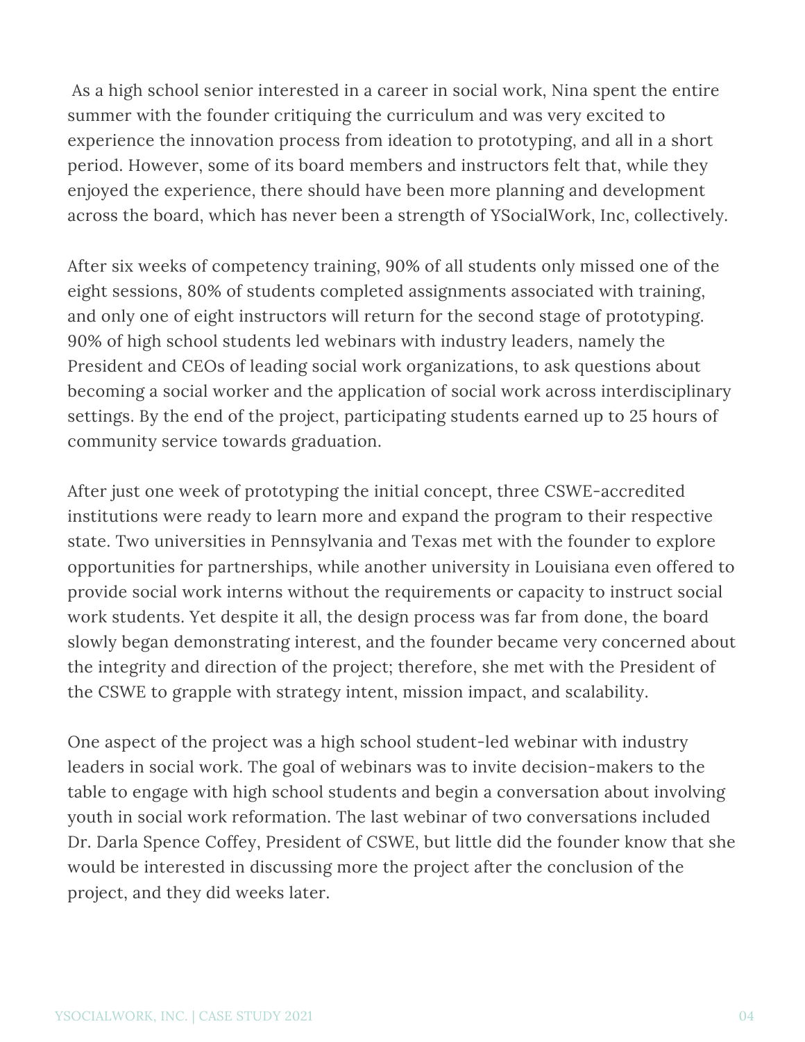As a high school senior interested in a career in social work, Nina spent the entire summer with the founder critiquing the curriculum and was very excited to experience the innovation process from ideation to prototyping, and all in a short period. However, some of its board members and instructors felt that, while they enjoyed the experience, there should have been more planning and development across the board, which has never been a strength of YSocialWork, Inc, collectively.

After six weeks of competency training, 90% of all students only missed one of the eight sessions, 80% of students completed assignments associated with training, and only one of eight instructors will return for the second stage of prototyping. 90% of high school students led webinars with industry leaders, namely the President and CEOs of leading social work organizations, to ask questions about becoming a social worker and the application of social work across interdisciplinary settings. By the end of the project, participating students earned up to 25 hours of community service towards graduation.

After just one week of prototyping the initial concept, three CSWE-accredited institutions were ready to learn more and expand the program to their respective state. Two universities in Pennsylvania and Texas met with the founder to explore opportunities for partnerships, while another university in Louisiana even offered to provide social work interns without the requirements or capacity to instruct social work students. Yet despite it all, the design process was far from done, the board slowly began demonstrating interest, and the founder became very concerned about the integrity and direction of the project; therefore, she met with the President of the CSWE to grapple with strategy intent, mission impact, and scalability.

One aspect of the project was a high school student-led webinar with industry leaders in social work. The goal of webinars was to invite decision-makers to the table to engage with high school students and begin a conversation about involving youth in social work reformation. The last webinar of two conversations included Dr. Darla Spence Coffey, President of CSWE, but little did the founder know that she would be interested in discussing more the project after the conclusion of the project, and they did weeks later.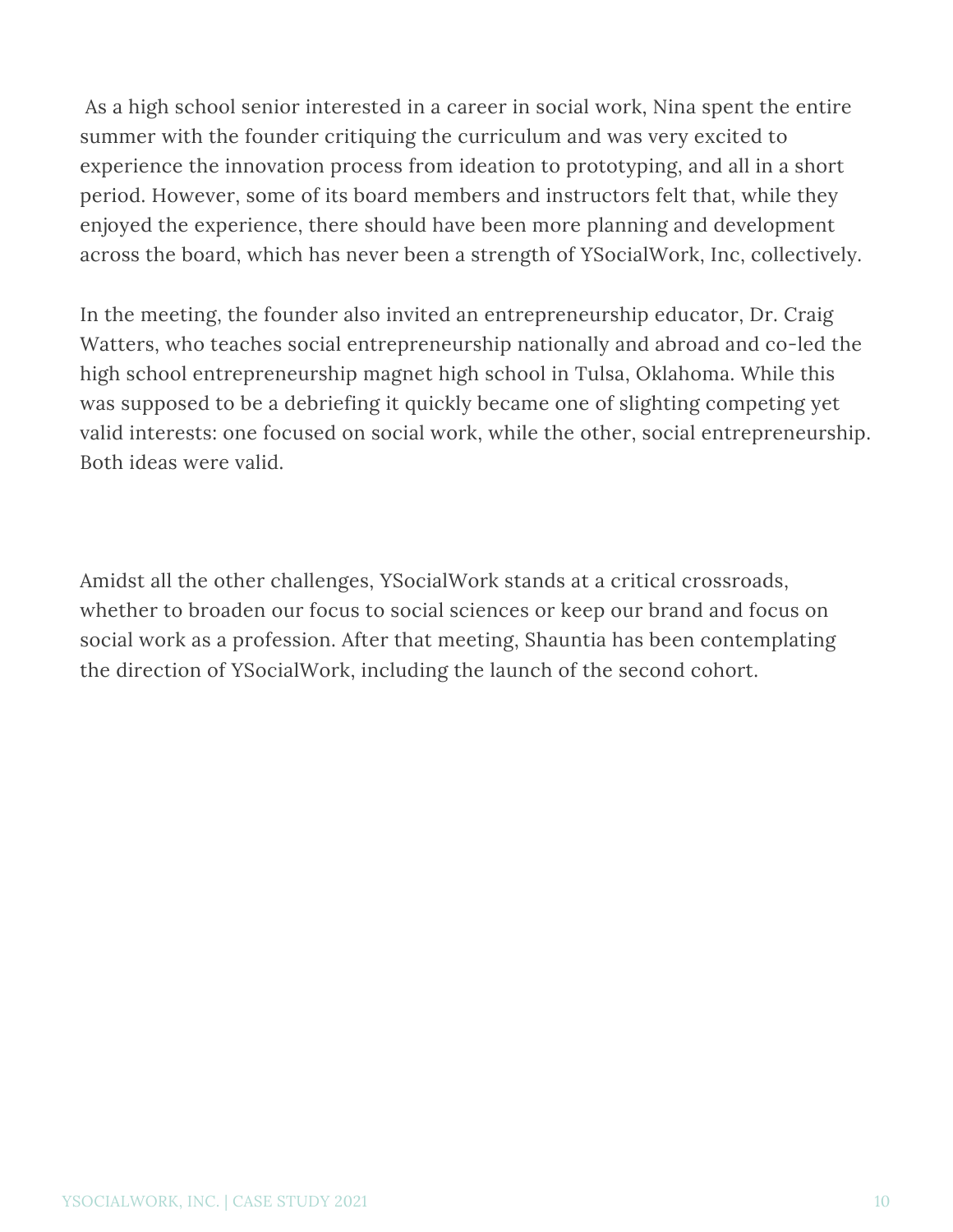As a high school senior interested in a career in social work, Nina spent the entire summer with the founder critiquing the curriculum and was very excited to experience the innovation process from ideation to prototyping, and all in a short period. However, some of its board members and instructors felt that, while they enjoyed the experience, there should have been more planning and development across the board, which has never been a strength of YSocialWork, Inc, collectively.

In the meeting, the founder also invited an entrepreneurship educator, Dr. Craig Watters, who teaches social entrepreneurship nationally and abroad and co-led the high school entrepreneurship magnet high school in Tulsa, Oklahoma. While this was supposed to be a debriefing it quickly became one of slighting competing yet valid interests: one focused on social work, while the other, social entrepreneurship. Both ideas were valid.

Amidst all the other challenges, YSocialWork stands at a critical crossroads, whether to broaden our focus to social sciences or keep our brand and focus on social work as a profession. After that meeting, Shauntia has been contemplating the direction of YSocialWork, including the launch of the second cohort.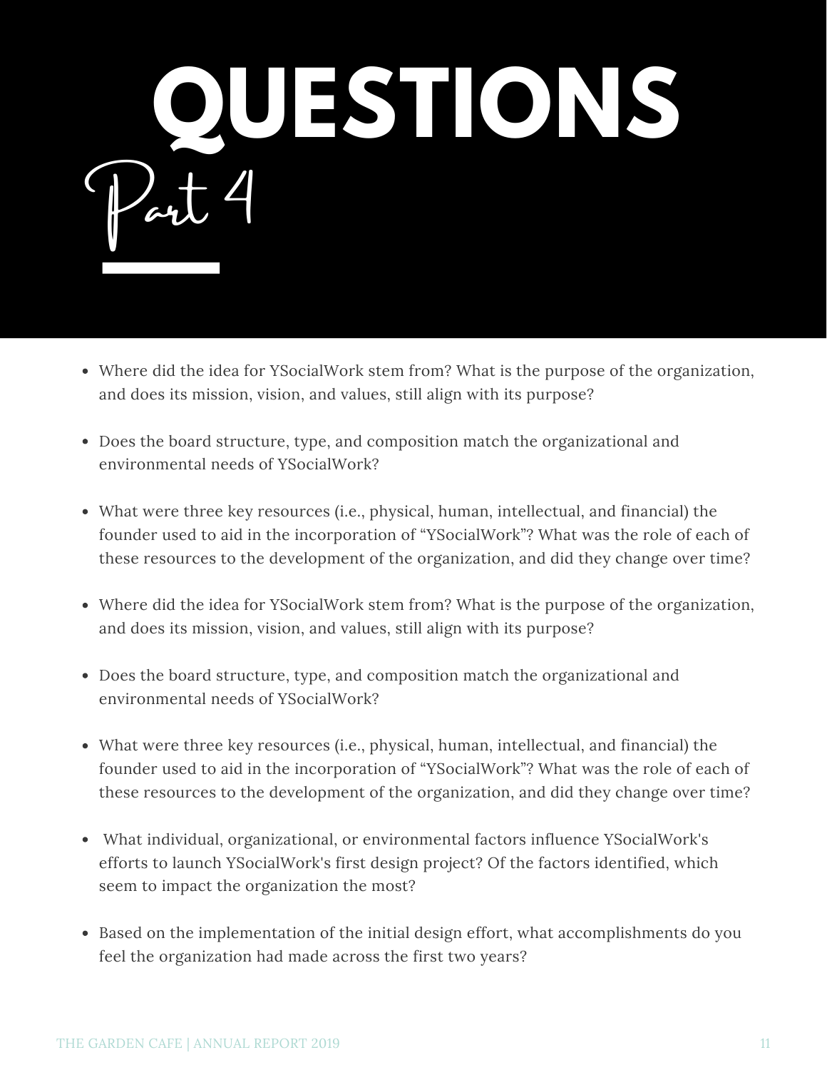# QUESTIONS

## Part 4

- Where did the idea for YSocialWork stem from? What is the purpose of the organization, and does its mission, vision, and values, still align with its purpose?
- Does the board structure, type, and composition match the organizational and environmental needs of YSocialWork?
- What were three key resources (i.e., physical, human, intellectual, and financial) the founder used to aid in the incorporation of "YSocialWork"? What was the role of each of these resources to the development of the organization, and did they change over time?
- Where did the idea for YSocialWork stem from? What is the purpose of the organization, and does its mission, vision, and values, still align with its purpose?
- Does the board structure, type, and composition match the organizational and environmental needs of YSocialWork?
- What were three key resources (i.e., physical, human, intellectual, and financial) the founder used to aid in the incorporation of "YSocialWork"? What was the role of each of these resources to the development of the organization, and did they change over time?
- What individual, organizational, or environmental factors influence YSocialWork's efforts to launch YSocialWork's first design project? Of the factors identified, which seem to impact the organization the most?
- Based on the implementation of the initial design effort, what accomplishments do you feel the organization had made across the first two years?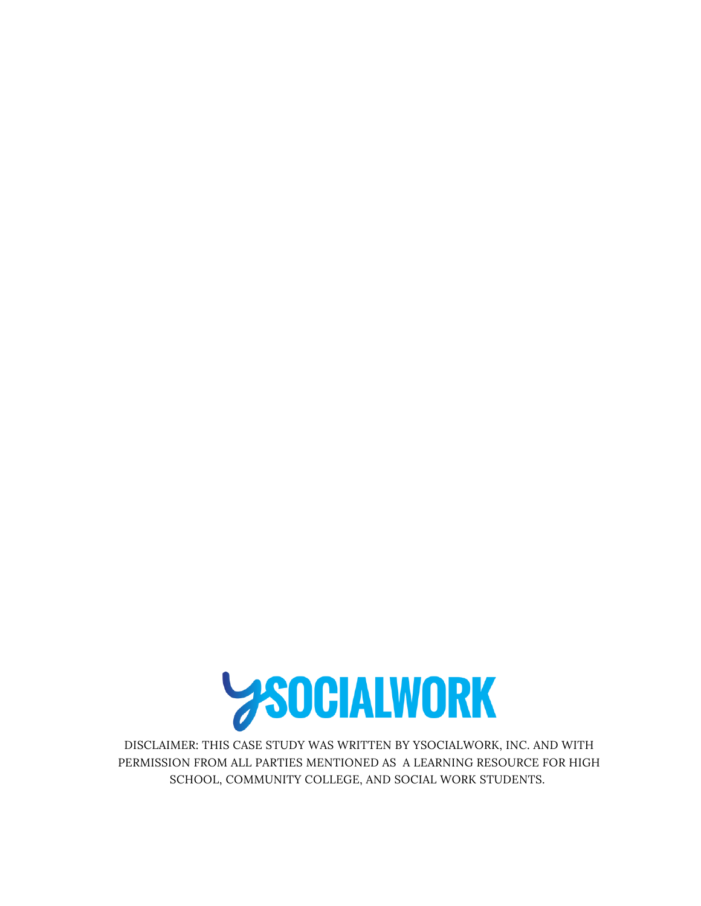YSOCIALWORK

DISCLAIMER: THIS CASE STUDY WAS WRITTEN BY YSOCIALWORK, INC. AND WITH PERMISSION FROM ALL PARTIES MENTIONED AS A LEARNING RESOURCE FOR HIGH SCHOOL, COMMUNITY COLLEGE, AND SOCIAL WORK STUDENTS.